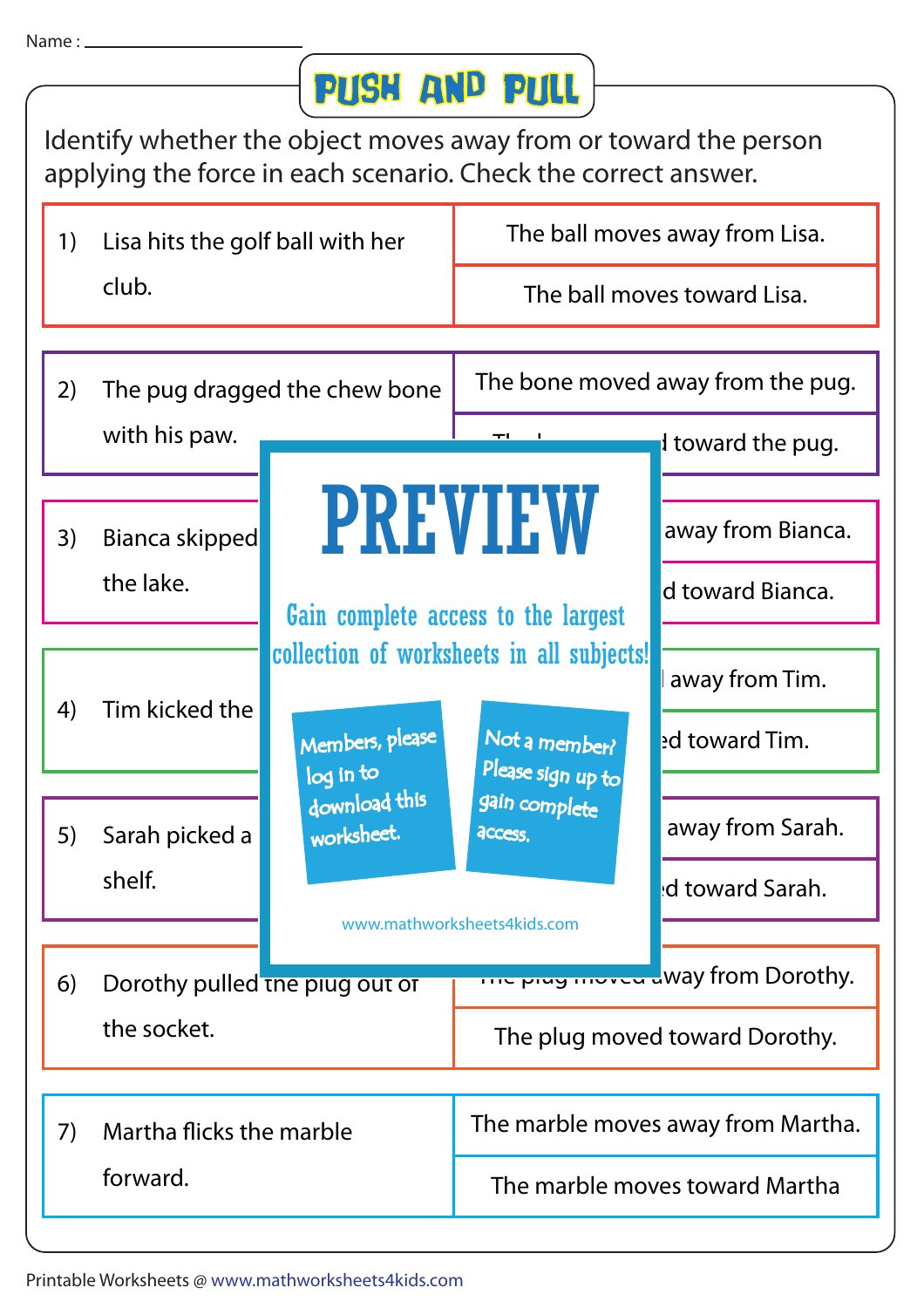Name : ____________________

# PUSH AND PULL

Identify whether the object moves away from or toward the person applying the force in each scenario. Check the correct answer.

| Scenario | Answer |
|---|---|
| 1) Lisa hits the golf ball with her club. | The ball moves away from Lisa. |
| | The ball moves toward Lisa. |
| 2) The pug dragged the chew bone with his paw. | The bone moved away from the pug. |
| | ...d toward the pug. |
| 3) Bianca skipped ... the lake. | ... away from Bianca. |
| | ...d toward Bianca. |
| 4) Tim kicked the ... | ... away from Tim. |
| | ...ed toward Tim. |
| 5) Sarah picked a ... shelf. | ... away from Sarah. |
| | ...ed toward Sarah. |
| 6) Dorothy pulled the plug out of the socket. | ...away from Dorothy. |
| | The plug moved toward Dorothy. |
| 7) Martha flicks the marble forward. | The marble moves away from Martha. |
| | The marble moves toward Martha |

PREVIEW

Gain complete access to the largest collection of worksheets in all subjects!

Members, please log in to download this worksheet.

Not a member? Please sign up to gain complete access.

www.mathworksheets4kids.com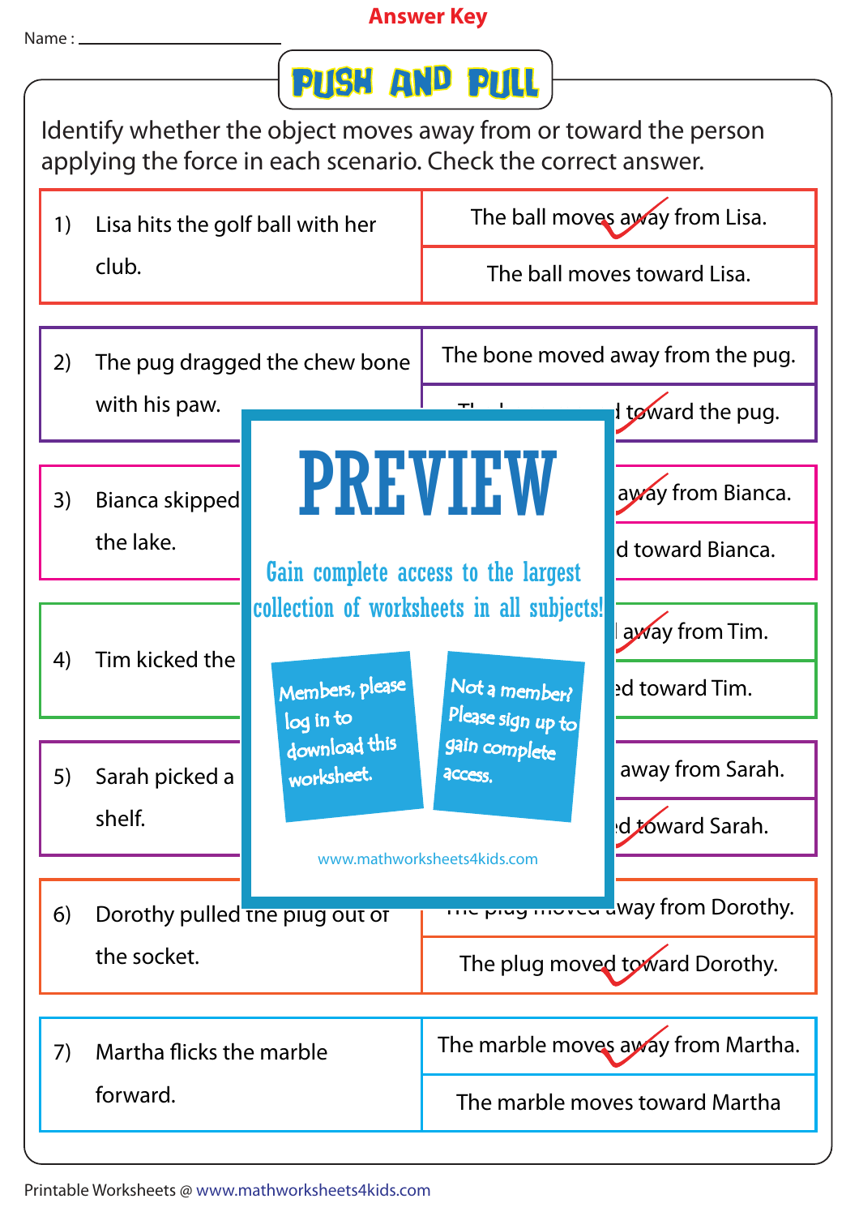**Answer Key**

Name : ____________________

# PUSH AND PULL

Identify whether the object moves away from or toward the person applying the force in each scenario. Check the correct answer.

| | |
|---|---|
| 1) Lisa hits the golf ball with her club. | The ball moves away from Lisa. ✓ |
| | The ball moves toward Lisa. |
| 2) The pug dragged the chew bone with his paw. | The bone moved away from the pug. |
| | ...d toward the pug. ✓ |
| 3) Bianca skipped ... the lake. | ... away from Bianca. ✓ |
| | ...d toward Bianca. |
| 4) Tim kicked the ... | ... away from Tim. ✓ |
| | ...ed toward Tim. |
| 5) Sarah picked a ... shelf. | ... away from Sarah. |
| | ...d toward Sarah. ✓ |
| 6) Dorothy pulled the plug out of the socket. | ...away from Dorothy. |
| | The plug moved toward Dorothy. ✓ |
| 7) Martha flicks the marble forward. | The marble moves away from Martha. ✓ |
| | The marble moves toward Martha |

PREVIEW

Gain complete access to the largest collection of worksheets in all subjects!

Members, please log in to download this worksheet.

Not a member? Please sign up to gain complete access.

www.mathworksheets4kids.com

Printable Worksheets @ www.mathworksheets4kids.com